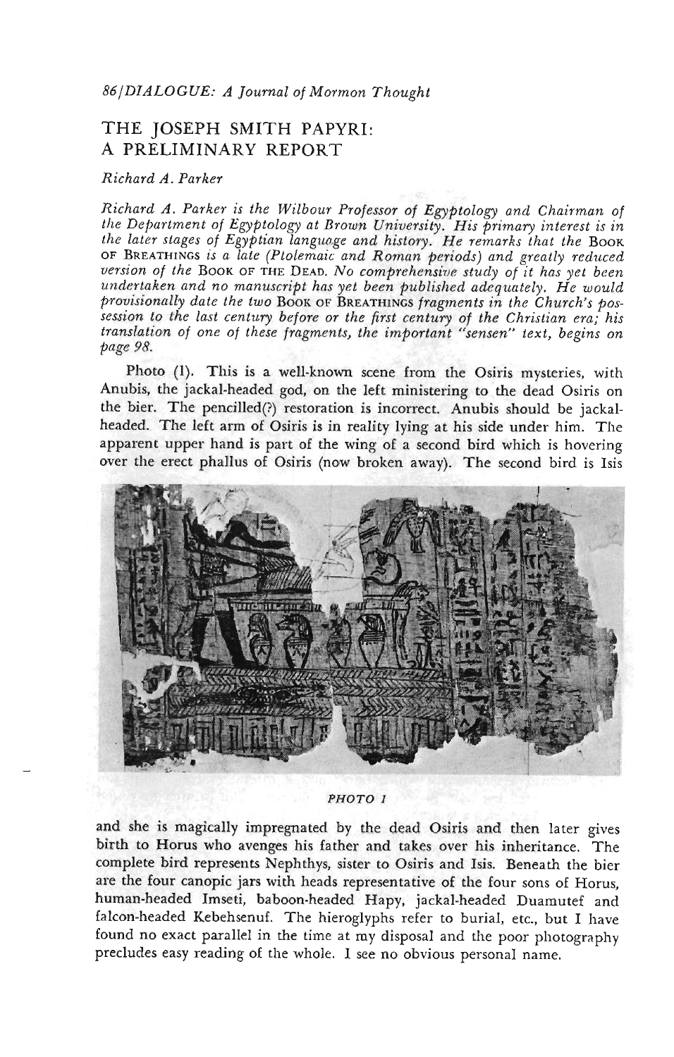## THE JOSEPH SMITH PAPYRI: A PRELIMINARY REPORT

*Richard A. Parker*

*Richard A. Parker is the Wilbour Professor of Egyptology and Chairman of the Department of Egyptology at Brown University. His primary interest is in the later stages of Egyptian language and history. He remarks that the* Book of Breathings *is a late (Ptolemaic and Roman periods) and greatly reduced version of the* Book of the Dead. *No comprehensive study of it has yet been undertaken and no manuscript has yet been published adequately. He would provisionally date the two* Book of Breathings *fragments in the Church's possession to the last century before or the first century of the Christian era; his translation of one of these fragments, the important "sensen" text, begins on page 98.*

Photo (1). This is a well-known scene from the Osiris mysteries, with Anubis, the jackal-headed god, on the left ministering to the dead Osiris on the bier. The pencilled(?) restoration is incorrect. Anubis should be jackal-headed. The left arm of Osiris is in reality lying at his side under him. The apparent upper hand is part of the wing of a second bird which is hovering over the erect phallus of Osiris (now broken away). The second bird is Isis

*PHOTO 1*

and she is magically impregnated by the dead Osiris and then later gives birth to Horus who avenges his father and takes over his inheritance. The complete bird represents Nephthys, sister to Osiris and Isis. Beneath the bier are the four canopic jars with heads representative of the four sons of Horus, human-headed Imseti, baboon-headed Hapy, jackal-headed Duamutef and falcon-headed Kebehsenuf. The hieroglyphs refer to burial, etc., but I have found no exact parallel in the time at my disposal and the poor photography precludes easy reading of the whole. I see no obvious personal name.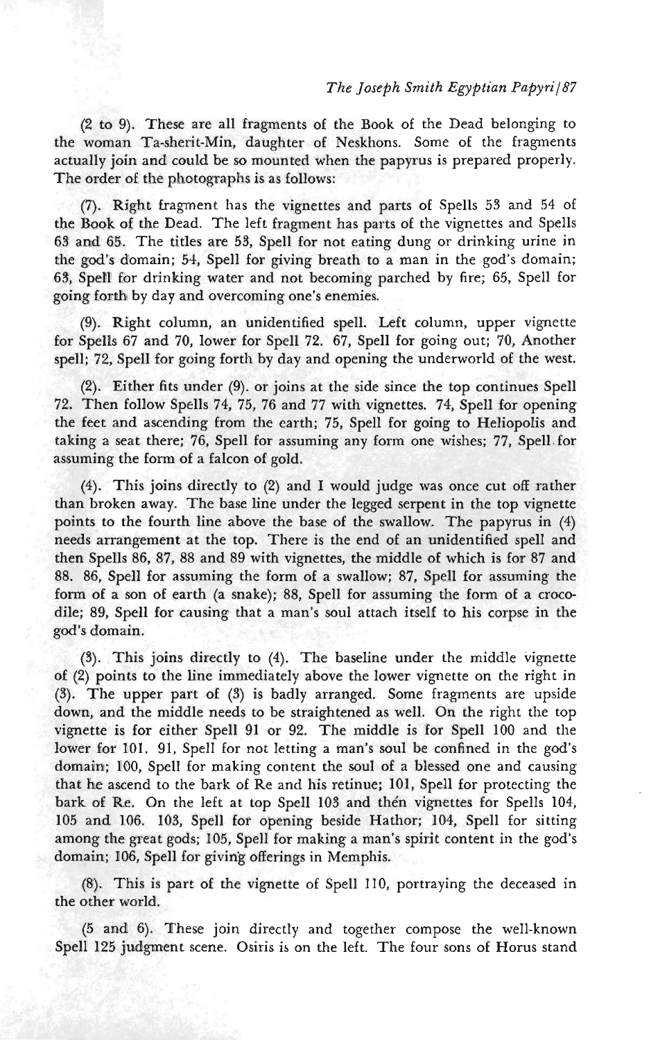(2 to 9). These are all fragments of the Book of the Dead belonging to the woman Ta-sherit-Min, daughter of Neskhons. Some of the fragments actually join and could be so mounted when the papyrus is prepared properly. The order of the photographs is as follows:

(7). Right fragment has the vignettes and parts of Spells 53 and 54 of the Book of the Dead. The left fragment has parts of the vignettes and Spells 63 and 65. The titles are 53, Spell for not eating dung or drinking urine in the god's domain; 54, Spell for giving breath to a man in the god's domain; 63, Spell for drinking water and not becoming parched by fire; 65, Spell for going forth by day and overcoming one's enemies.

(9). Right column, an unidentified spell. Left column, upper vignette for Spells 67 and 70, lower for Spell 72. 67, Spell for going out; 70, Another spell; 72, Spell for going forth by day and opening the underworld of the west.

(2). Either fits under (9). or joins at the side since the top continues Spell 72. Then follow Spells 74, 75, 76 and 77 with vignettes. 74, Spell for opening the feet and ascending from the earth; 75, Spell for going to Heliopolis and taking a seat there; 76, Spell for assuming any form one wishes; 77, Spell for assuming the form of a falcon of gold.

(4). This joins directly to (2) and I would judge was once cut off rather than broken away. The base line under the legged serpent in the top vignette points to the fourth line above the base of the swallow. The papyrus in (4) needs arrangement at the top. There is the end of an unidentified spell and then Spells 86, 87, 88 and 89 with vignettes, the middle of which is for 87 and 88. 86, Spell for assuming the form of a swallow; 87, Spell for assuming the form of a son of earth (a snake); 88, Spell for assuming the form of a crocodile; 89, Spell for causing that a man's soul attach itself to his corpse in the god's domain.

(3). This joins directly to (4). The baseline under the middle vignette of (2) points to the line immediately above the lower vignette on the right in (3). The upper part of (3) is badly arranged. Some fragments are upside down, and the middle needs to be straightened as well. On the right the top vignette is for either Spell 91 or 92. The middle is for Spell 100 and the lower for 101. 91, Spell for not letting a man's soul be confined in the god's domain; 100, Spell for making content the soul of a blessed one and causing that he ascend to the bark of Re and his retinue; 101, Spell for protecting the bark of Re. On the left at top Spell 103 and then vignettes for Spells 104, 105 and 106. 103, Spell for opening beside Hathor; 104, Spell for sitting among the great gods; 105, Spell for making a man's spirit content in the god's domain; 106, Spell for giving offerings in Memphis.

(8). This is part of the vignette of Spell 110, portraying the deceased in the other world.

(5 and 6). These join directly and together compose the well-known Spell 125 judgment scene. Osiris is on the left. The four sons of Horus stand